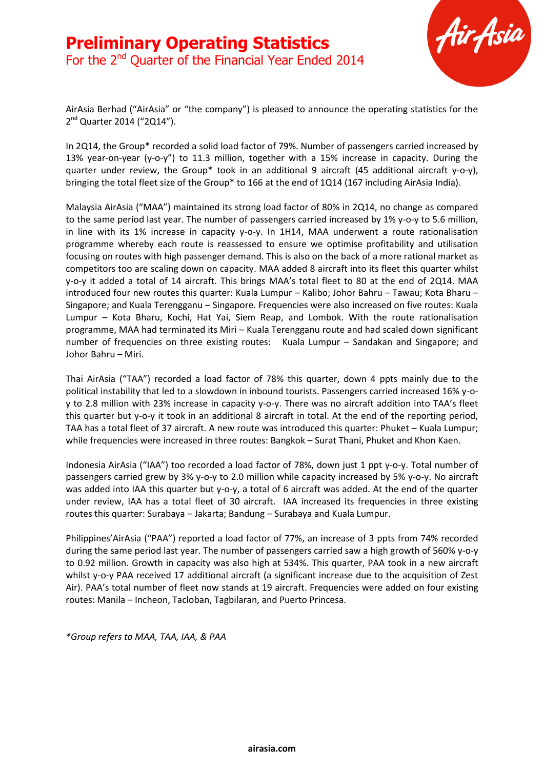# Preliminary Operating Statistics

## For the 2nd Quarter of the Financial Year Ended 2014

AirAsia Berhad ("AirAsia" or "the company") is pleased to announce the operating statistics for the 2nd Quarter 2014 ("2Q14").

In 2Q14, the Group* recorded a solid load factor of 79%. Number of passengers carried increased by 13% year-on-year (y-o-y") to 11.3 million, together with a 15% increase in capacity. During the quarter under review, the Group* took in an additional 9 aircraft (45 additional aircraft y-o-y), bringing the total fleet size of the Group* to 166 at the end of 1Q14 (167 including AirAsia India).

Malaysia AirAsia ("MAA") maintained its strong load factor of 80% in 2Q14, no change as compared to the same period last year. The number of passengers carried increased by 1% y-o-y to 5.6 million, in line with its 1% increase in capacity y-o-y. In 1H14, MAA underwent a route rationalisation programme whereby each route is reassessed to ensure we optimise profitability and utilisation focusing on routes with high passenger demand. This is also on the back of a more rational market as competitors too are scaling down on capacity. MAA added 8 aircraft into its fleet this quarter whilst y-o-y it added a total of 14 aircraft. This brings MAA's total fleet to 80 at the end of 2Q14. MAA introduced four new routes this quarter: Kuala Lumpur – Kalibo; Johor Bahru – Tawau; Kota Bharu – Singapore; and Kuala Terengganu – Singapore. Frequencies were also increased on five routes: Kuala Lumpur – Kota Bharu, Kochi, Hat Yai, Siem Reap, and Lombok. With the route rationalisation programme, MAA had terminated its Miri – Kuala Terengganu route and had scaled down significant number of frequencies on three existing routes: Kuala Lumpur – Sandakan and Singapore; and Johor Bahru – Miri.

Thai AirAsia ("TAA") recorded a load factor of 78% this quarter, down 4 ppts mainly due to the political instability that led to a slowdown in inbound tourists. Passengers carried increased 16% y-o-y to 2.8 million with 23% increase in capacity y-o-y. There was no aircraft addition into TAA's fleet this quarter but y-o-y it took in an additional 8 aircraft in total. At the end of the reporting period, TAA has a total fleet of 37 aircraft. A new route was introduced this quarter: Phuket – Kuala Lumpur; while frequencies were increased in three routes: Bangkok – Surat Thani, Phuket and Khon Kaen.

Indonesia AirAsia ("IAA") too recorded a load factor of 78%, down just 1 ppt y-o-y. Total number of passengers carried grew by 3% y-o-y to 2.0 million while capacity increased by 5% y-o-y. No aircraft was added into IAA this quarter but y-o-y, a total of 6 aircraft was added. At the end of the quarter under review, IAA has a total fleet of 30 aircraft. IAA increased its frequencies in three existing routes this quarter: Surabaya – Jakarta; Bandung – Surabaya and Kuala Lumpur.

Philippines'AirAsia ("PAA") reported a load factor of 77%, an increase of 3 ppts from 74% recorded during the same period last year. The number of passengers carried saw a high growth of 560% y-o-y to 0.92 million. Growth in capacity was also high at 534%. This quarter, PAA took in a new aircraft whilst y-o-y PAA received 17 additional aircraft (a significant increase due to the acquisition of Zest Air). PAA's total number of fleet now stands at 19 aircraft. Frequencies were added on four existing routes: Manila – Incheon, Tacloban, Tagbilaran, and Puerto Princesa.

*\*Group refers to MAA, TAA, IAA, & PAA*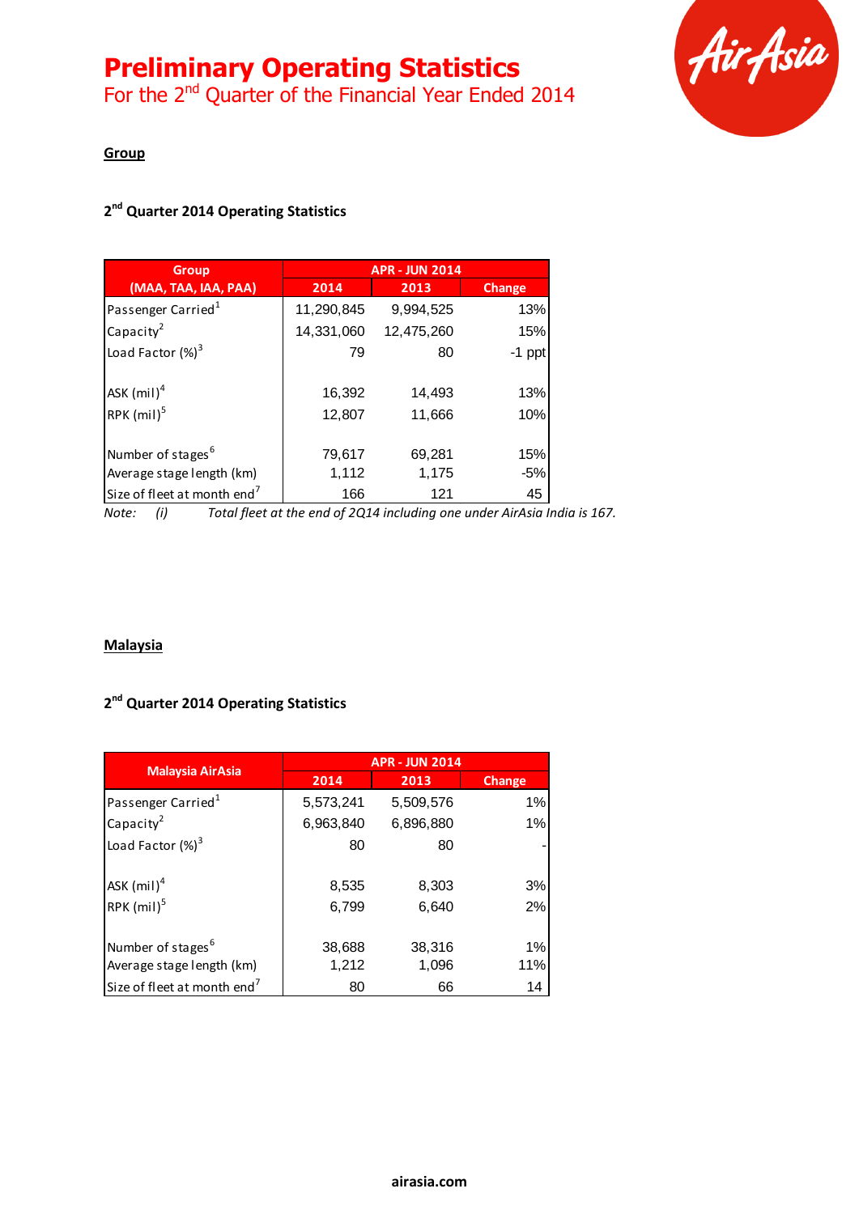# Preliminary Operating Statistics

For the 2nd Quarter of the Financial Year Ended 2014

## Group

### 2nd Quarter 2014 Operating Statistics

| Group (MAA, TAA, IAA, PAA) | APR - JUN 2014 | | |
|---|---|---|---|
| | 2014 | 2013 | Change |
| Passenger Carried[1] | 11,290,845 | 9,994,525 | 13% |
| Capacity[2] | 14,331,060 | 12,475,260 | 15% |
| Load Factor (%)[3] | 79 | 80 | -1 ppt |
| | | | |
| ASK (mil)[4] | 16,392 | 14,493 | 13% |
| RPK (mil)[5] | 12,807 | 11,666 | 10% |
| | | | |
| Number of stages[6] | 79,617 | 69,281 | 15% |
| Average stage length (km) | 1,112 | 1,175 | -5% |
| Size of fleet at month end[7] | 166 | 121 | 45 |

*Note: (i) Total fleet at the end of 2Q14 including one under AirAsia India is 167.*

## Malaysia

### 2nd Quarter 2014 Operating Statistics

| Malaysia AirAsia | APR - JUN 2014 | | |
|---|---|---|---|
| | 2014 | 2013 | Change |
| Passenger Carried[1] | 5,573,241 | 5,509,576 | 1% |
| Capacity[2] | 6,963,840 | 6,896,880 | 1% |
| Load Factor (%)[3] | 80 | 80 | - |
| | | | |
| ASK (mil)[4] | 8,535 | 8,303 | 3% |
| RPK (mil)[5] | 6,799 | 6,640 | 2% |
| | | | |
| Number of stages[6] | 38,688 | 38,316 | 1% |
| Average stage length (km) | 1,212 | 1,096 | 11% |
| Size of fleet at month end[7] | 80 | 66 | 14 |

airasia.com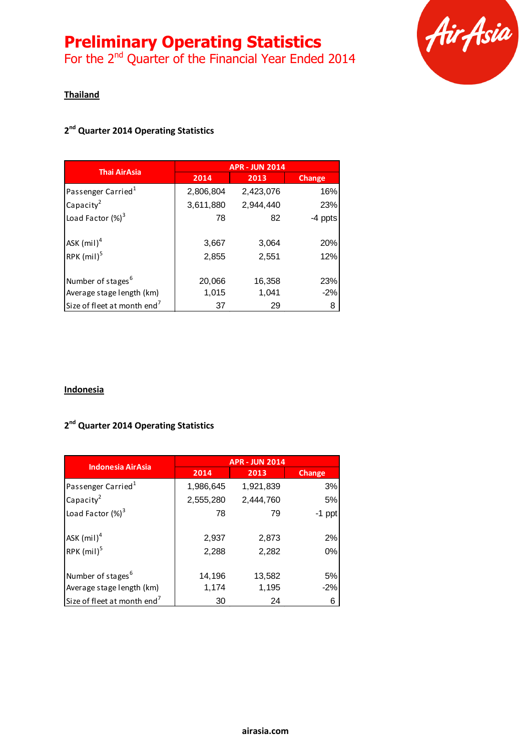# Preliminary Operating Statistics

## For the 2nd Quarter of the Financial Year Ended 2014

**Thailand**

**2nd Quarter 2014 Operating Statistics**

| Thai AirAsia | APR - JUN 2014 | | |
|---|---|---|---|
| | 2014 | 2013 | Change |
| Passenger Carried[1] | 2,806,804 | 2,423,076 | 16% |
| Capacity[2] | 3,611,880 | 2,944,440 | 23% |
| Load Factor (%)[3] | 78 | 82 | -4 ppts |
| ASK (mil)[4] | 3,667 | 3,064 | 20% |
| RPK (mil)[5] | 2,855 | 2,551 | 12% |
| Number of stages[6] | 20,066 | 16,358 | 23% |
| Average stage length (km) | 1,015 | 1,041 | -2% |
| Size of fleet at month end[7] | 37 | 29 | 8 |

**Indonesia**

**2nd Quarter 2014 Operating Statistics**

| Indonesia AirAsia | APR - JUN 2014 | | |
|---|---|---|---|
| | 2014 | 2013 | Change |
| Passenger Carried[1] | 1,986,645 | 1,921,839 | 3% |
| Capacity[2] | 2,555,280 | 2,444,760 | 5% |
| Load Factor (%)[3] | 78 | 79 | -1 ppt |
| ASK (mil)[4] | 2,937 | 2,873 | 2% |
| RPK (mil)[5] | 2,288 | 2,282 | 0% |
| Number of stages[6] | 14,196 | 13,582 | 5% |
| Average stage length (km) | 1,174 | 1,195 | -2% |
| Size of fleet at month end[7] | 30 | 24 | 6 |

airasia.com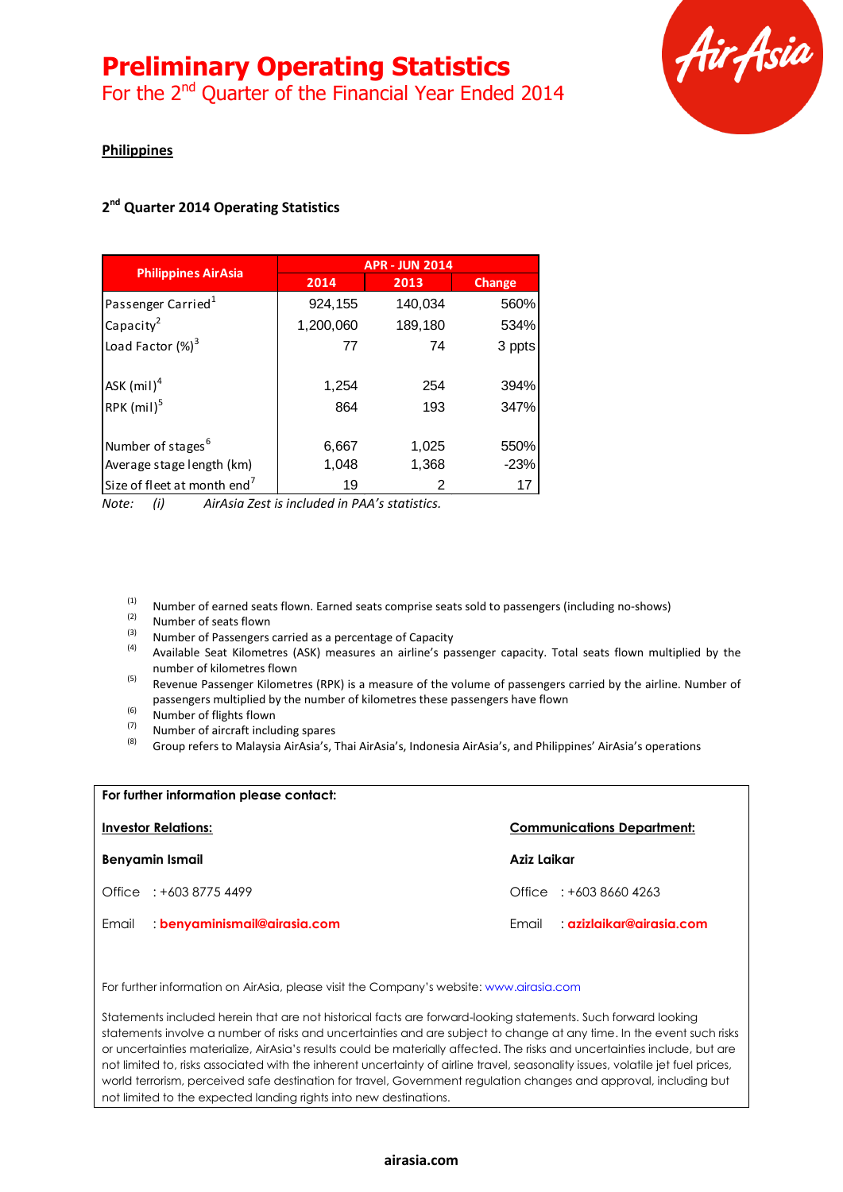# Preliminary Operating Statistics

For the 2nd Quarter of the Financial Year Ended 2014

**Philippines**

### 2nd Quarter 2014 Operating Statistics

| Philippines AirAsia | APR - JUN 2014 | | |
|---|---|---|---|
| | 2014 | 2013 | Change |
| Passenger Carried[1] | 924,155 | 140,034 | 560% |
| Capacity[2] | 1,200,060 | 189,180 | 534% |
| Load Factor (%)[3] | 77 | 74 | 3 ppts |
| ASK (mil)[4] | 1,254 | 254 | 394% |
| RPK (mil)[5] | 864 | 193 | 347% |
| Number of stages[6] | 6,667 | 1,025 | 550% |
| Average stage length (km) | 1,048 | 1,368 | -23% |
| Size of fleet at month end[7] | 19 | 2 | 17 |

*Note: (i) AirAsia Zest is included in PAA's statistics.*

(1) Number of earned seats flown. Earned seats comprise seats sold to passengers (including no-shows)
(2) Number of seats flown
(3) Number of Passengers carried as a percentage of Capacity
(4) Available Seat Kilometres (ASK) measures an airline's passenger capacity. Total seats flown multiplied by the number of kilometres flown
(5) Revenue Passenger Kilometres (RPK) is a measure of the volume of passengers carried by the airline. Number of passengers multiplied by the number of kilometres these passengers have flown
(6) Number of flights flown
(7) Number of aircraft including spares
(8) Group refers to Malaysia AirAsia's, Thai AirAsia's, Indonesia AirAsia's, and Philippines' AirAsia's operations

**For further information please contact:**

**Investor Relations:**

**Benyamin Ismail**

Office : +603 8775 4499

Email : **benyaminismail@airasia.com**

**Communications Department:**

**Aziz Laikar**

Office : +603 8660 4263

Email : **azizlaikar@airasia.com**

For further information on AirAsia, please visit the Company's website: www.airasia.com

Statements included herein that are not historical facts are forward-looking statements. Such forward looking statements involve a number of risks and uncertainties and are subject to change at any time. In the event such risks or uncertainties materialize, AirAsia's results could be materially affected. The risks and uncertainties include, but are not limited to, risks associated with the inherent uncertainty of airline travel, seasonality issues, volatile jet fuel prices, world terrorism, perceived safe destination for travel, Government regulation changes and approval, including but not limited to the expected landing rights into new destinations.

**airasia.com**